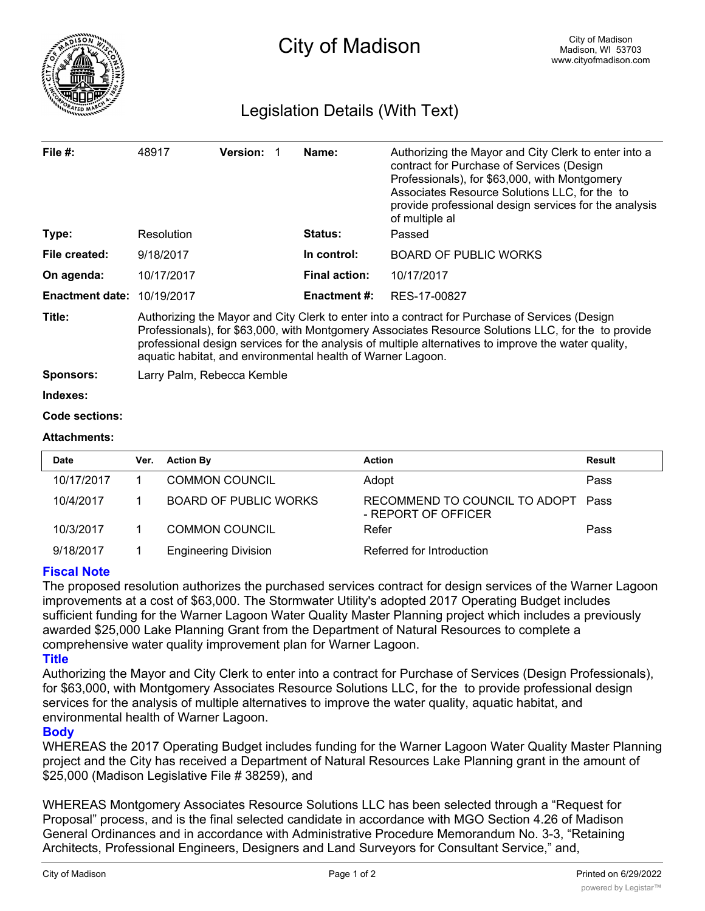# City of Madison

City of Madison
Madison, WI 53703
www.cityofmadison.com

## Legislation Details (With Text)

| | | | |
|---|---|---|---|
| **File #:** | 48917 **Version:** 1 | **Name:** | Authorizing the Mayor and City Clerk to enter into a contract for Purchase of Services (Design Professionals), for $63,000, with Montgomery Associates Resource Solutions LLC, for the to provide professional design services for the analysis of multiple al |
| **Type:** | Resolution | **Status:** | Passed |
| **File created:** | 9/18/2017 | **In control:** | BOARD OF PUBLIC WORKS |
| **On agenda:** | 10/17/2017 | **Final action:** | 10/17/2017 |
| **Enactment date:** | 10/19/2017 | **Enactment #:** | RES-17-00827 |

**Title:** Authorizing the Mayor and City Clerk to enter into a contract for Purchase of Services (Design Professionals), for $63,000, with Montgomery Associates Resource Solutions LLC, for the to provide professional design services for the analysis of multiple alternatives to improve the water quality, aquatic habitat, and environmental health of Warner Lagoon.

**Sponsors:** Larry Palm, Rebecca Kemble

**Indexes:**

**Code sections:**

**Attachments:**

| Date | Ver. | Action By | Action | Result |
|---|---|---|---|---|
| 10/17/2017 | 1 | COMMON COUNCIL | Adopt | Pass |
| 10/4/2017 | 1 | BOARD OF PUBLIC WORKS | RECOMMEND TO COUNCIL TO ADOPT - REPORT OF OFFICER | Pass |
| 10/3/2017 | 1 | COMMON COUNCIL | Refer | Pass |
| 9/18/2017 | 1 | Engineering Division | Referred for Introduction | |

### Fiscal Note

The proposed resolution authorizes the purchased services contract for design services of the Warner Lagoon improvements at a cost of $63,000. The Stormwater Utility's adopted 2017 Operating Budget includes sufficient funding for the Warner Lagoon Water Quality Master Planning project which includes a previously awarded $25,000 Lake Planning Grant from the Department of Natural Resources to complete a comprehensive water quality improvement plan for Warner Lagoon.

### Title

Authorizing the Mayor and City Clerk to enter into a contract for Purchase of Services (Design Professionals), for $63,000, with Montgomery Associates Resource Solutions LLC, for the to provide professional design services for the analysis of multiple alternatives to improve the water quality, aquatic habitat, and environmental health of Warner Lagoon.

### Body

WHEREAS the 2017 Operating Budget includes funding for the Warner Lagoon Water Quality Master Planning project and the City has received a Department of Natural Resources Lake Planning grant in the amount of $25,000 (Madison Legislative File # 38259), and

WHEREAS Montgomery Associates Resource Solutions LLC has been selected through a "Request for Proposal" process, and is the final selected candidate in accordance with MGO Section 4.26 of Madison General Ordinances and in accordance with Administrative Procedure Memorandum No. 3-3, "Retaining Architects, Professional Engineers, Designers and Land Surveyors for Consultant Service," and,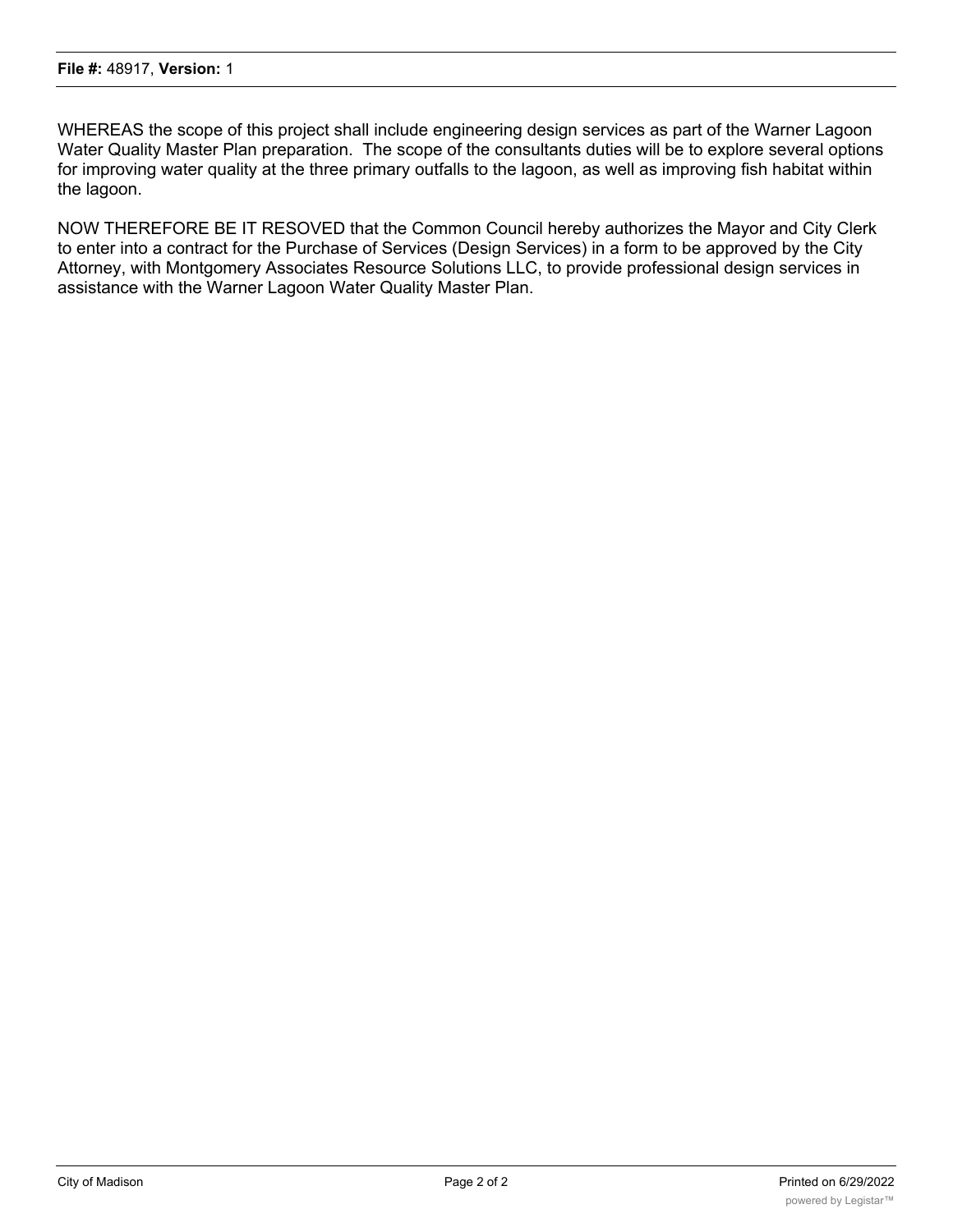WHEREAS the scope of this project shall include engineering design services as part of the Warner Lagoon Water Quality Master Plan preparation.  The scope of the consultants duties will be to explore several options for improving water quality at the three primary outfalls to the lagoon, as well as improving fish habitat within the lagoon.

NOW THEREFORE BE IT RESOVED that the Common Council hereby authorizes the Mayor and City Clerk to enter into a contract for the Purchase of Services (Design Services) in a form to be approved by the City Attorney, with Montgomery Associates Resource Solutions LLC, to provide professional design services in assistance with the Warner Lagoon Water Quality Master Plan.